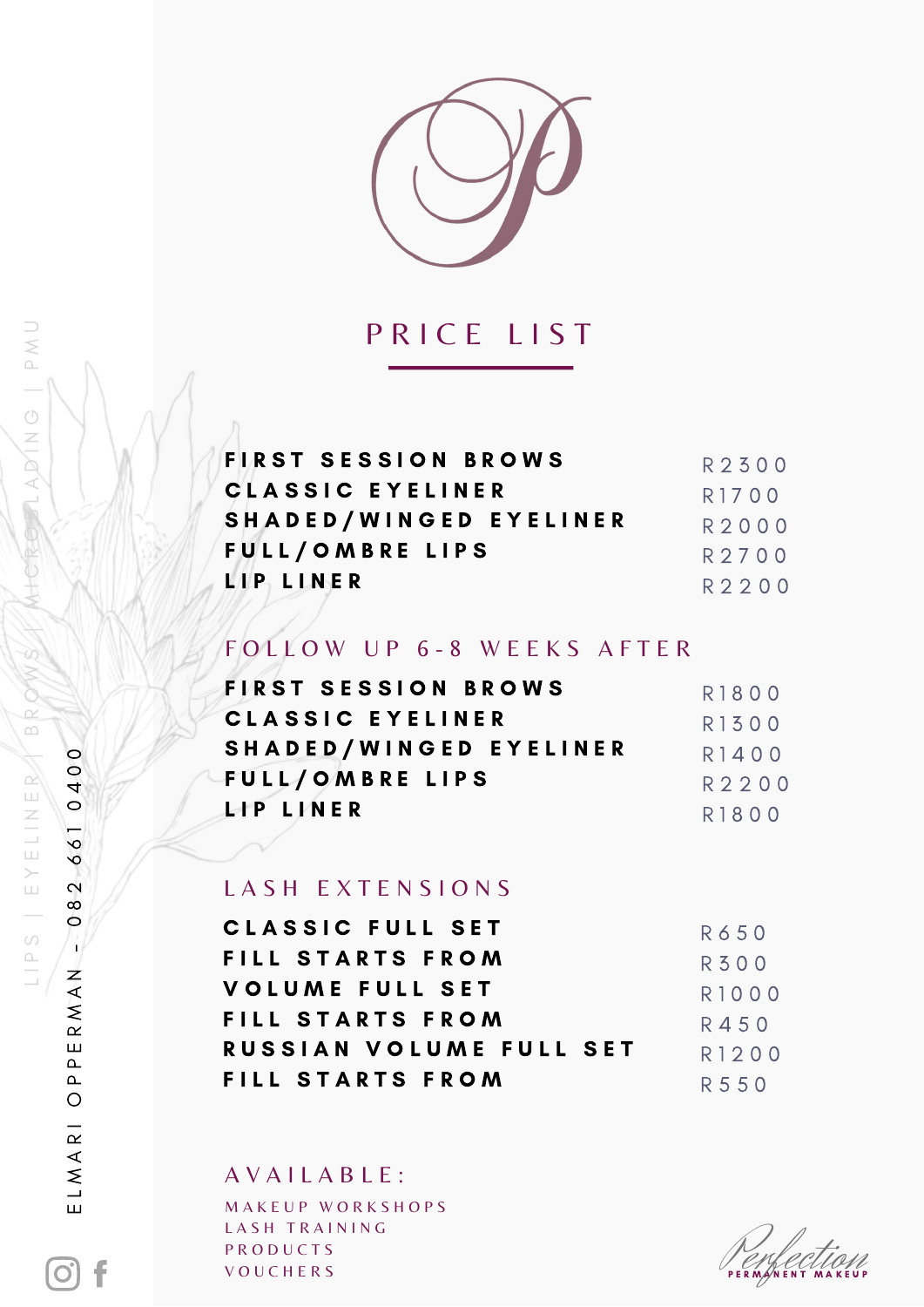# PRICE LIST

| | |
|---|---|
| **FIRST SESSION BROWS** | R2300 |
| **CLASSIC EYELINER** | R1700 |
| **SHADED/WINGED EYELINER** | R2000 |
| **FULL/OMBRE LIPS** | R2700 |
| **LIP LINER** | R2200 |

## FOLLOW UP 6-8 WEEKS AFTER

| | |
|---|---|
| **FIRST SESSION BROWS** | R1800 |
| **CLASSIC EYELINER** | R1300 |
| **SHADED/WINGED EYELINER** | R1400 |
| **FULL/OMBRE LIPS** | R2200 |
| **LIP LINER** | R1800 |

## LASH EXTENSIONS

| | |
|---|---|
| **CLASSIC FULL SET** | R650 |
| **FILL STARTS FROM** | R300 |
| **VOLUME FULL SET** | R1000 |
| **FILL STARTS FROM** | R450 |
| **RUSSIAN VOLUME FULL SET** | R1200 |
| **FILL STARTS FROM** | R550 |

## AVAILABLE:

MAKEUP WORKSHOPS
LASH TRAINING
PRODUCTS
VOUCHERS

ELMARI OPPERMAN - 082 661 0400

LIPS | EYELINER | BROWS | MICROBLADING | PMU

Perfection PERMANENT MAKEUP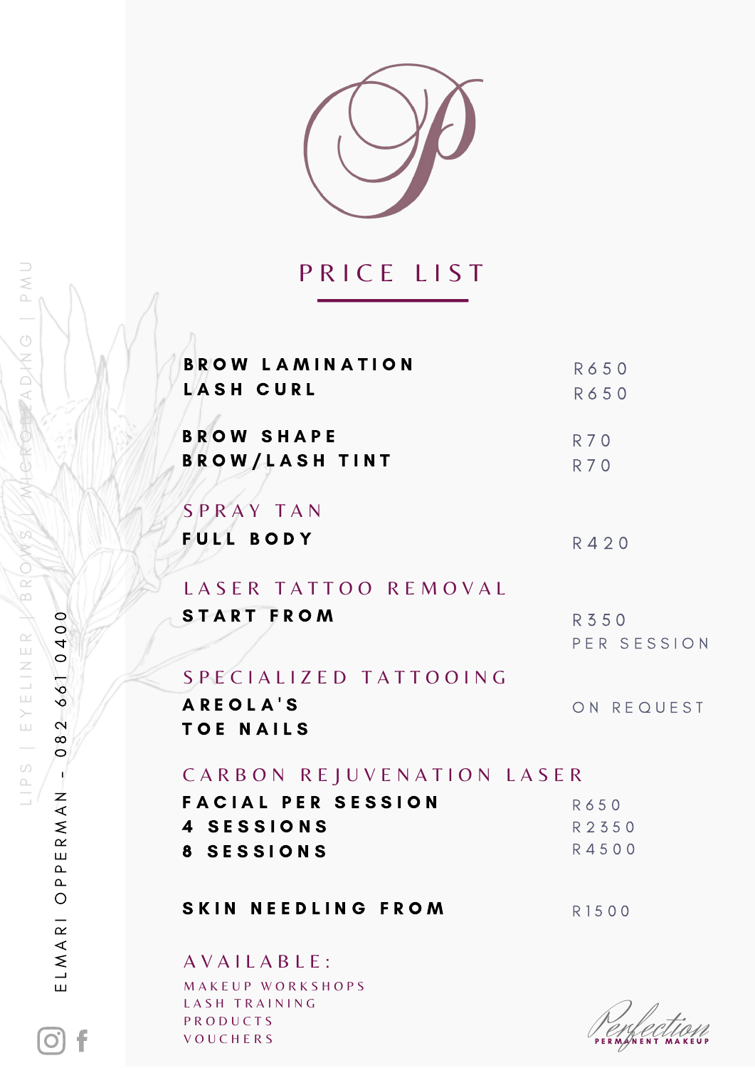# PRICE LIST

| | |
|---|---|
| **BROW LAMINATION** | R650 |
| **LASH CURL** | R650 |
| **BROW SHAPE** | R70 |
| **BROW/LASH TINT** | R70 |

## SPRAY TAN

| | |
|---|---|
| **FULL BODY** | R420 |

## LASER TATTOO REMOVAL

| | |
|---|---|
| **START FROM** | R350 PER SESSION |

## SPECIALIZED TATTOOING

| | |
|---|---|
| **AREOLA'S** | ON REQUEST |
| **TOE NAILS** | |

## CARBON REJUVENATION LASER

| | |
|---|---|
| **FACIAL PER SESSION** | R650 |
| **4 SESSIONS** | R2350 |
| **8 SESSIONS** | R4500 |

| | |
|---|---|
| **SKIN NEEDLING FROM** | R1500 |

## AVAILABLE:

- MAKEUP WORKSHOPS
- LASH TRAINING
- PRODUCTS
- VOUCHERS

ELMARI OPPERMAN - 082 661 0400

LIPS | EYELINER | BROWS | MICROBLADING | PMU

Perfection PERMANENT MAKEUP